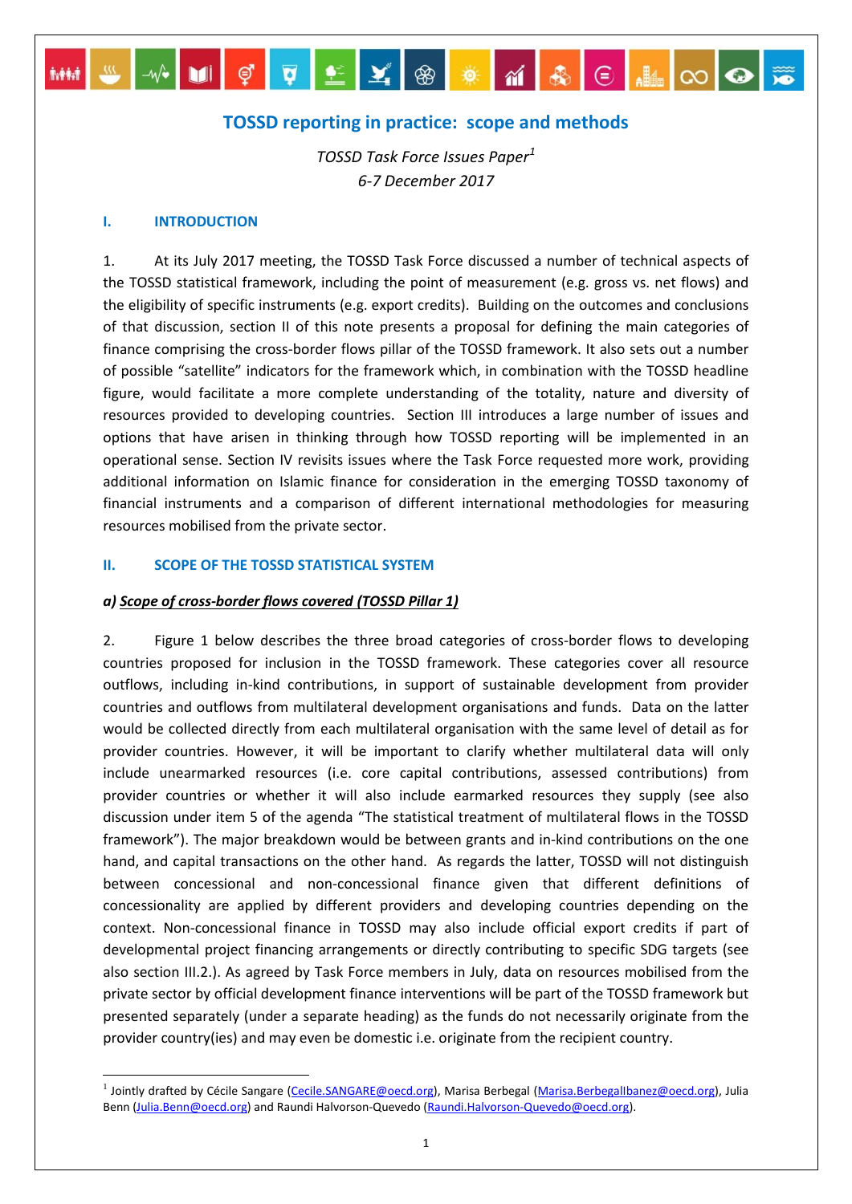# TOSSD reporting in practice: scope and methods

*TOSSD Task Force Issues Paper*[1]
*6-7 December 2017*

## I. INTRODUCTION

1. At its July 2017 meeting, the TOSSD Task Force discussed a number of technical aspects of the TOSSD statistical framework, including the point of measurement (e.g. gross vs. net flows) and the eligibility of specific instruments (e.g. export credits). Building on the outcomes and conclusions of that discussion, section II of this note presents a proposal for defining the main categories of finance comprising the cross-border flows pillar of the TOSSD framework. It also sets out a number of possible "satellite" indicators for the framework which, in combination with the TOSSD headline figure, would facilitate a more complete understanding of the totality, nature and diversity of resources provided to developing countries. Section III introduces a large number of issues and options that have arisen in thinking through how TOSSD reporting will be implemented in an operational sense. Section IV revisits issues where the Task Force requested more work, providing additional information on Islamic finance for consideration in the emerging TOSSD taxonomy of financial instruments and a comparison of different international methodologies for measuring resources mobilised from the private sector.

## II. SCOPE OF THE TOSSD STATISTICAL SYSTEM

### *a) Scope of cross-border flows covered (TOSSD Pillar 1)*

2. Figure 1 below describes the three broad categories of cross-border flows to developing countries proposed for inclusion in the TOSSD framework. These categories cover all resource outflows, including in-kind contributions, in support of sustainable development from provider countries and outflows from multilateral development organisations and funds. Data on the latter would be collected directly from each multilateral organisation with the same level of detail as for provider countries. However, it will be important to clarify whether multilateral data will only include unearmarked resources (i.e. core capital contributions, assessed contributions) from provider countries or whether it will also include earmarked resources they supply (see also discussion under item 5 of the agenda "The statistical treatment of multilateral flows in the TOSSD framework"). The major breakdown would be between grants and in-kind contributions on the one hand, and capital transactions on the other hand. As regards the latter, TOSSD will not distinguish between concessional and non-concessional finance given that different definitions of concessionality are applied by different providers and developing countries depending on the context. Non-concessional finance in TOSSD may also include official export credits if part of developmental project financing arrangements or directly contributing to specific SDG targets (see also section III.2.). As agreed by Task Force members in July, data on resources mobilised from the private sector by official development finance interventions will be part of the TOSSD framework but presented separately (under a separate heading) as the funds do not necessarily originate from the provider country(ies) and may even be domestic i.e. originate from the recipient country.

---

[1] Jointly drafted by Cécile Sangare (Cecile.SANGARE@oecd.org), Marisa Berbegal (Marisa.Berbegallbanez@oecd.org), Julia Benn (Julia.Benn@oecd.org) and Raundi Halvorson-Quevedo (Raundi.Halvorson-Quevedo@oecd.org).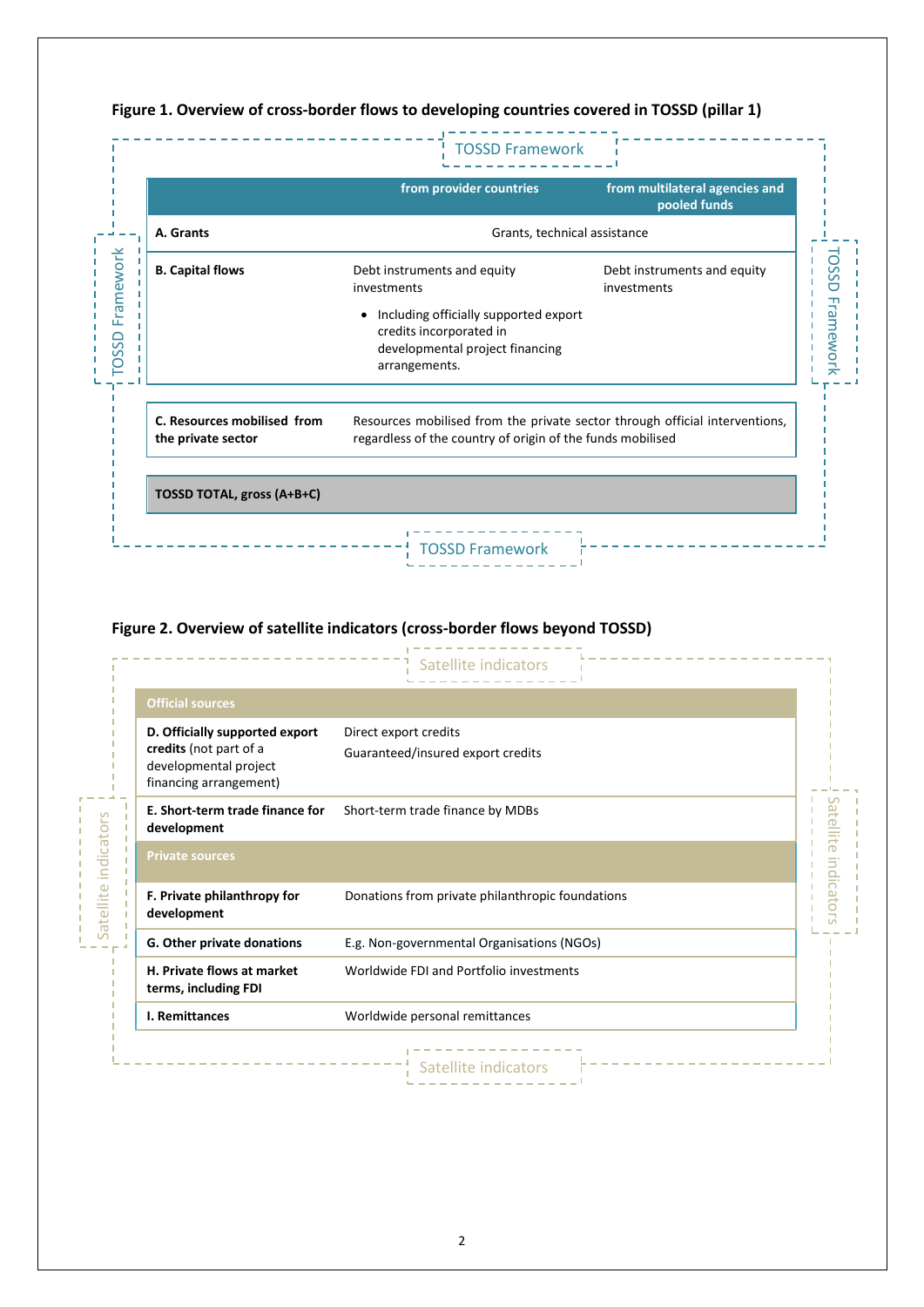**Figure 1. Overview of cross-border flows to developing countries covered in TOSSD (pillar 1)**

TOSSD Framework

| | from provider countries | from multilateral agencies and pooled funds |
|---|---|---|
| **A. Grants** | Grants, technical assistance | |
| **B. Capital flows** | Debt instruments and equity investments<br>• Including officially supported export credits incorporated in developmental project financing arrangements. | Debt instruments and equity investments |
| **C. Resources mobilised from the private sector** | Resources mobilised from the private sector through official interventions, regardless of the country of origin of the funds mobilised | |
| **TOSSD TOTAL, gross (A+B+C)** | | |

**Figure 2. Overview of satellite indicators (cross-border flows beyond TOSSD)**

Satellite indicators

| **Official sources** | |
|---|---|
| **D. Officially supported export credits** (not part of a developmental project financing arrangement) | Direct export credits<br>Guaranteed/insured export credits |
| **E. Short-term trade finance for development** | Short-term trade finance by MDBs |
| **Private sources** | |
| **F. Private philanthropy for development** | Donations from private philanthropic foundations |
| **G. Other private donations** | E.g. Non-governmental Organisations (NGOs) |
| **H. Private flows at market terms, including FDI** | Worldwide FDI and Portfolio investments |
| **I. Remittances** | Worldwide personal remittances |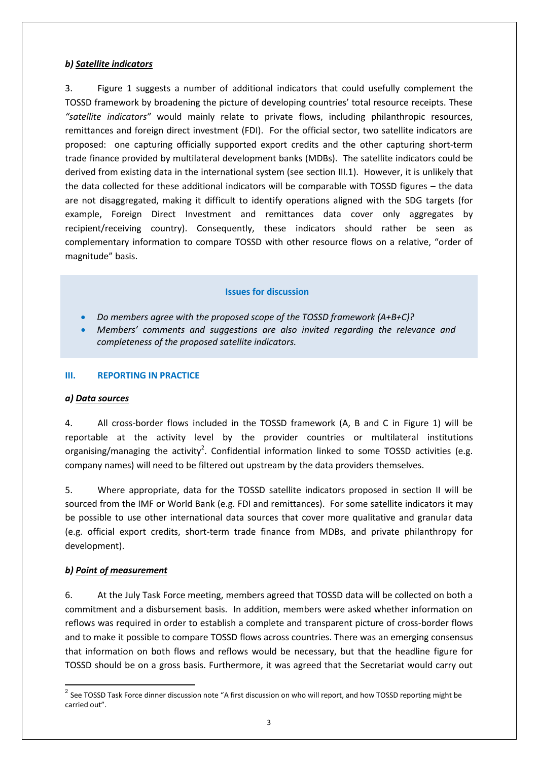### *b) Satellite indicators*

3. Figure 1 suggests a number of additional indicators that could usefully complement the TOSSD framework by broadening the picture of developing countries' total resource receipts. These *"satellite indicators"* would mainly relate to private flows, including philanthropic resources, remittances and foreign direct investment (FDI). For the official sector, two satellite indicators are proposed: one capturing officially supported export credits and the other capturing short-term trade finance provided by multilateral development banks (MDBs). The satellite indicators could be derived from existing data in the international system (see section III.1). However, it is unlikely that the data collected for these additional indicators will be comparable with TOSSD figures – the data are not disaggregated, making it difficult to identify operations aligned with the SDG targets (for example, Foreign Direct Investment and remittances data cover only aggregates by recipient/receiving country). Consequently, these indicators should rather be seen as complementary information to compare TOSSD with other resource flows on a relative, "order of magnitude" basis.

> **Issues for discussion**
>
> - *Do members agree with the proposed scope of the TOSSD framework (A+B+C)?*
> - *Members' comments and suggestions are also invited regarding the relevance and completeness of the proposed satellite indicators.*

## III. REPORTING IN PRACTICE

### *a) Data sources*

4. All cross-border flows included in the TOSSD framework (A, B and C in Figure 1) will be reportable at the activity level by the provider countries or multilateral institutions organising/managing the activity[2]. Confidential information linked to some TOSSD activities (e.g. company names) will need to be filtered out upstream by the data providers themselves.

5. Where appropriate, data for the TOSSD satellite indicators proposed in section II will be sourced from the IMF or World Bank (e.g. FDI and remittances). For some satellite indicators it may be possible to use other international data sources that cover more qualitative and granular data (e.g. official export credits, short-term trade finance from MDBs, and private philanthropy for development).

### *b) Point of measurement*

6. At the July Task Force meeting, members agreed that TOSSD data will be collected on both a commitment and a disbursement basis. In addition, members were asked whether information on reflows was required in order to establish a complete and transparent picture of cross-border flows and to make it possible to compare TOSSD flows across countries. There was an emerging consensus that information on both flows and reflows would be necessary, but that the headline figure for TOSSD should be on a gross basis. Furthermore, it was agreed that the Secretariat would carry out

[2] See TOSSD Task Force dinner discussion note "A first discussion on who will report, and how TOSSD reporting might be carried out".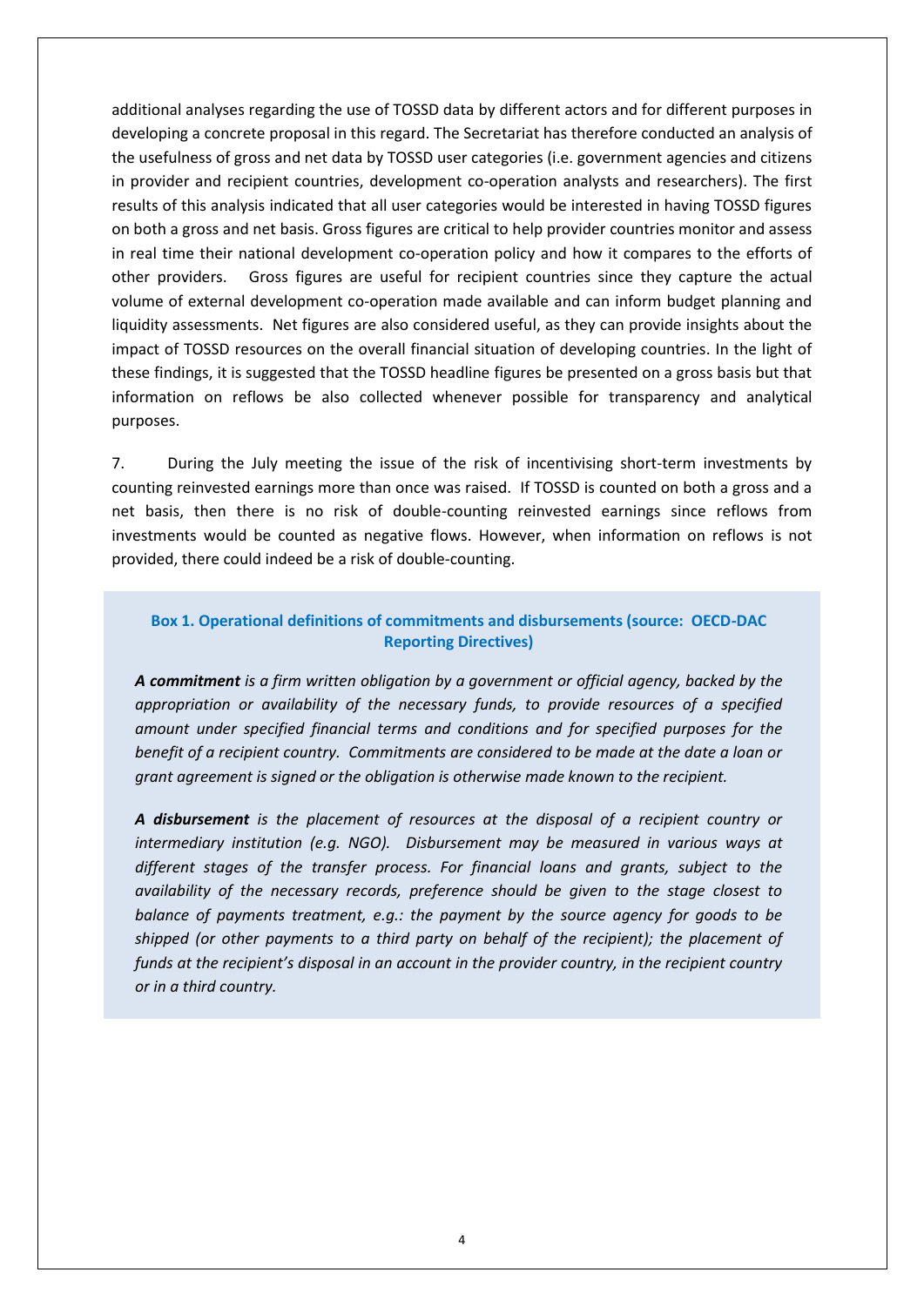additional analyses regarding the use of TOSSD data by different actors and for different purposes in developing a concrete proposal in this regard. The Secretariat has therefore conducted an analysis of the usefulness of gross and net data by TOSSD user categories (i.e. government agencies and citizens in provider and recipient countries, development co-operation analysts and researchers). The first results of this analysis indicated that all user categories would be interested in having TOSSD figures on both a gross and net basis. Gross figures are critical to help provider countries monitor and assess in real time their national development co-operation policy and how it compares to the efforts of other providers. Gross figures are useful for recipient countries since they capture the actual volume of external development co-operation made available and can inform budget planning and liquidity assessments. Net figures are also considered useful, as they can provide insights about the impact of TOSSD resources on the overall financial situation of developing countries. In the light of these findings, it is suggested that the TOSSD headline figures be presented on a gross basis but that information on reflows be also collected whenever possible for transparency and analytical purposes.

7. During the July meeting the issue of the risk of incentivising short-term investments by counting reinvested earnings more than once was raised. If TOSSD is counted on both a gross and a net basis, then there is no risk of double-counting reinvested earnings since reflows from investments would be counted as negative flows. However, when information on reflows is not provided, there could indeed be a risk of double-counting.

**Box 1. Operational definitions of commitments and disbursements (source: OECD-DAC Reporting Directives)**

***A commitment*** *is a firm written obligation by a government or official agency, backed by the appropriation or availability of the necessary funds, to provide resources of a specified amount under specified financial terms and conditions and for specified purposes for the benefit of a recipient country. Commitments are considered to be made at the date a loan or grant agreement is signed or the obligation is otherwise made known to the recipient.*

***A disbursement*** *is the placement of resources at the disposal of a recipient country or intermediary institution (e.g. NGO). Disbursement may be measured in various ways at different stages of the transfer process. For financial loans and grants, subject to the availability of the necessary records, preference should be given to the stage closest to balance of payments treatment, e.g.: the payment by the source agency for goods to be shipped (or other payments to a third party on behalf of the recipient); the placement of funds at the recipient's disposal in an account in the provider country, in the recipient country or in a third country.*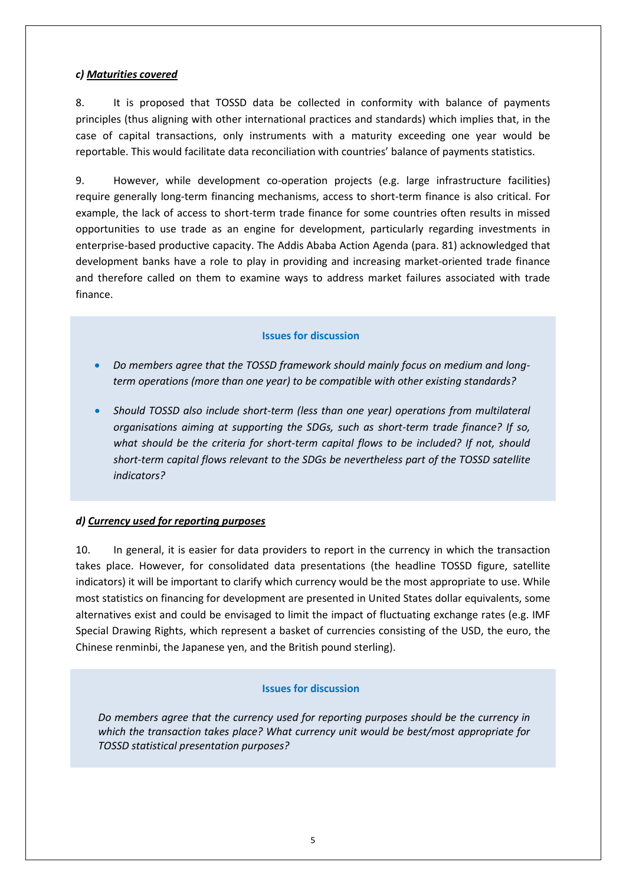#### *c) Maturities covered*

8. It is proposed that TOSSD data be collected in conformity with balance of payments principles (thus aligning with other international practices and standards) which implies that, in the case of capital transactions, only instruments with a maturity exceeding one year would be reportable. This would facilitate data reconciliation with countries' balance of payments statistics.

9. However, while development co-operation projects (e.g. large infrastructure facilities) require generally long-term financing mechanisms, access to short-term finance is also critical. For example, the lack of access to short-term trade finance for some countries often results in missed opportunities to use trade as an engine for development, particularly regarding investments in enterprise-based productive capacity. The Addis Ababa Action Agenda (para. 81) acknowledged that development banks have a role to play in providing and increasing market-oriented trade finance and therefore called on them to examine ways to address market failures associated with trade finance.

**Issues for discussion**

- *Do members agree that the TOSSD framework should mainly focus on medium and long-term operations (more than one year) to be compatible with other existing standards?*
- *Should TOSSD also include short-term (less than one year) operations from multilateral organisations aiming at supporting the SDGs, such as short-term trade finance? If so, what should be the criteria for short-term capital flows to be included? If not, should short-term capital flows relevant to the SDGs be nevertheless part of the TOSSD satellite indicators?*

#### *d) Currency used for reporting purposes*

10. In general, it is easier for data providers to report in the currency in which the transaction takes place. However, for consolidated data presentations (the headline TOSSD figure, satellite indicators) it will be important to clarify which currency would be the most appropriate to use. While most statistics on financing for development are presented in United States dollar equivalents, some alternatives exist and could be envisaged to limit the impact of fluctuating exchange rates (e.g. IMF Special Drawing Rights, which represent a basket of currencies consisting of the USD, the euro, the Chinese renminbi, the Japanese yen, and the British pound sterling).

**Issues for discussion**

*Do members agree that the currency used for reporting purposes should be the currency in which the transaction takes place? What currency unit would be best/most appropriate for TOSSD statistical presentation purposes?*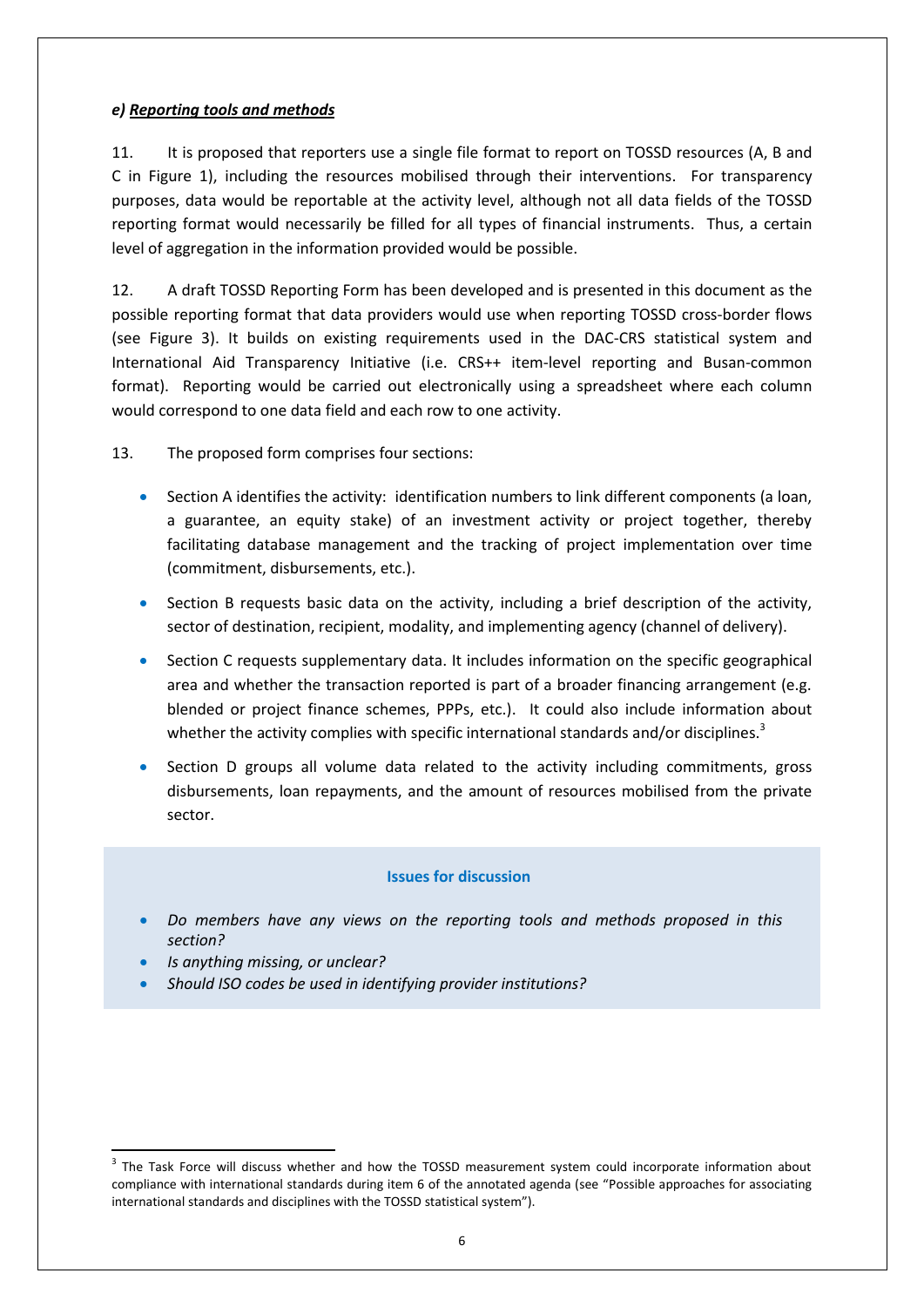***e) Reporting tools and methods***

11. It is proposed that reporters use a single file format to report on TOSSD resources (A, B and C in Figure 1), including the resources mobilised through their interventions. For transparency purposes, data would be reportable at the activity level, although not all data fields of the TOSSD reporting format would necessarily be filled for all types of financial instruments. Thus, a certain level of aggregation in the information provided would be possible.

12. A draft TOSSD Reporting Form has been developed and is presented in this document as the possible reporting format that data providers would use when reporting TOSSD cross-border flows (see Figure 3). It builds on existing requirements used in the DAC-CRS statistical system and International Aid Transparency Initiative (i.e. CRS++ item-level reporting and Busan-common format). Reporting would be carried out electronically using a spreadsheet where each column would correspond to one data field and each row to one activity.

13. The proposed form comprises four sections:

- Section A identifies the activity: identification numbers to link different components (a loan, a guarantee, an equity stake) of an investment activity or project together, thereby facilitating database management and the tracking of project implementation over time (commitment, disbursements, etc.).
- Section B requests basic data on the activity, including a brief description of the activity, sector of destination, recipient, modality, and implementing agency (channel of delivery).
- Section C requests supplementary data. It includes information on the specific geographical area and whether the transaction reported is part of a broader financing arrangement (e.g. blended or project finance schemes, PPPs, etc.). It could also include information about whether the activity complies with specific international standards and/or disciplines.[3]
- Section D groups all volume data related to the activity including commitments, gross disbursements, loan repayments, and the amount of resources mobilised from the private sector.

**Issues for discussion**

- *Do members have any views on the reporting tools and methods proposed in this section?*
- *Is anything missing, or unclear?*
- *Should ISO codes be used in identifying provider institutions?*

[3] The Task Force will discuss whether and how the TOSSD measurement system could incorporate information about compliance with international standards during item 6 of the annotated agenda (see "Possible approaches for associating international standards and disciplines with the TOSSD statistical system").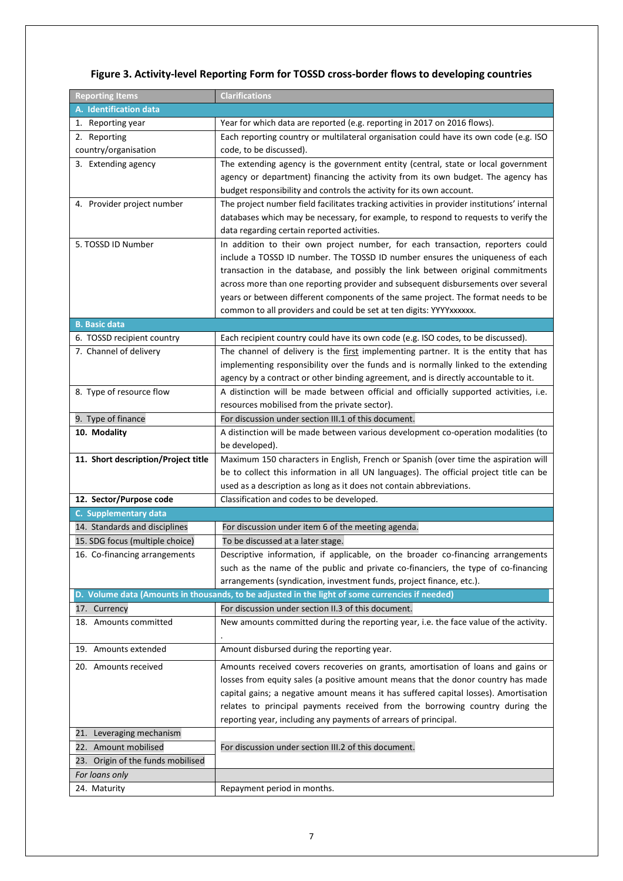### Figure 3. Activity-level Reporting Form for TOSSD cross-border flows to developing countries

| Reporting Items | Clarifications |
|---|---|
| **A. Identification data** | |
| 1. Reporting year | Year for which data are reported (e.g. reporting in 2017 on 2016 flows). |
| 2. Reporting country/organisation | Each reporting country or multilateral organisation could have its own code (e.g. ISO code, to be discussed). |
| 3. Extending agency | The extending agency is the government entity (central, state or local government agency or department) financing the activity from its own budget. The agency has budget responsibility and controls the activity for its own account. |
| 4. Provider project number | The project number field facilitates tracking activities in provider institutions' internal databases which may be necessary, for example, to respond to requests to verify the data regarding certain reported activities. |
| 5. TOSSD ID Number | In addition to their own project number, for each transaction, reporters could include a TOSSD ID number. The TOSSD ID number ensures the uniqueness of each transaction in the database, and possibly the link between original commitments across more than one reporting provider and subsequent disbursements over several years or between different components of the same project. The format needs to be common to all providers and could be set at ten digits: YYYYxxxxxx. |
| **B. Basic data** | |
| 6. TOSSD recipient country | Each recipient country could have its own code (e.g. ISO codes, to be discussed). |
| 7. Channel of delivery | The channel of delivery is the first implementing partner. It is the entity that has implementing responsibility over the funds and is normally linked to the extending agency by a contract or other binding agreement, and is directly accountable to it. |
| 8. Type of resource flow | A distinction will be made between official and officially supported activities, i.e. resources mobilised from the private sector). |
| 9. Type of finance | For discussion under section III.1 of this document. |
| **10. Modality** | A distinction will be made between various development co-operation modalities (to be developed). |
| **11. Short description/Project title** | Maximum 150 characters in English, French or Spanish (over time the aspiration will be to collect this information in all UN languages). The official project title can be used as a description as long as it does not contain abbreviations. |
| **12. Sector/Purpose code** | Classification and codes to be developed. |
| **C. Supplementary data** | |
| 14. Standards and disciplines | For discussion under item 6 of the meeting agenda. |
| 15. SDG focus (multiple choice) | To be discussed at a later stage. |
| 16. Co-financing arrangements | Descriptive information, if applicable, on the broader co-financing arrangements such as the name of the public and private co-financiers, the type of co-financing arrangements (syndication, investment funds, project finance, etc.). |
| **D. Volume data (Amounts in thousands, to be adjusted in the light of some currencies if needed)** | |
| 17. Currency | For discussion under section II.3 of this document. |
| 18. Amounts committed | New amounts committed during the reporting year, i.e. the face value of the activity. . |
| 19. Amounts extended | Amount disbursed during the reporting year. |
| 20. Amounts received | Amounts received covers recoveries on grants, amortisation of loans and gains or losses from equity sales (a positive amount means that the donor country has made capital gains; a negative amount means it has suffered capital losses). Amortisation relates to principal payments received from the borrowing country during the reporting year, including any payments of arrears of principal. |
| 21. Leveraging mechanism | |
| 22. Amount mobilised | For discussion under section III.2 of this document. |
| 23. Origin of the funds mobilised | |
| *For loans only* | |
| 24. Maturity | Repayment period in months. |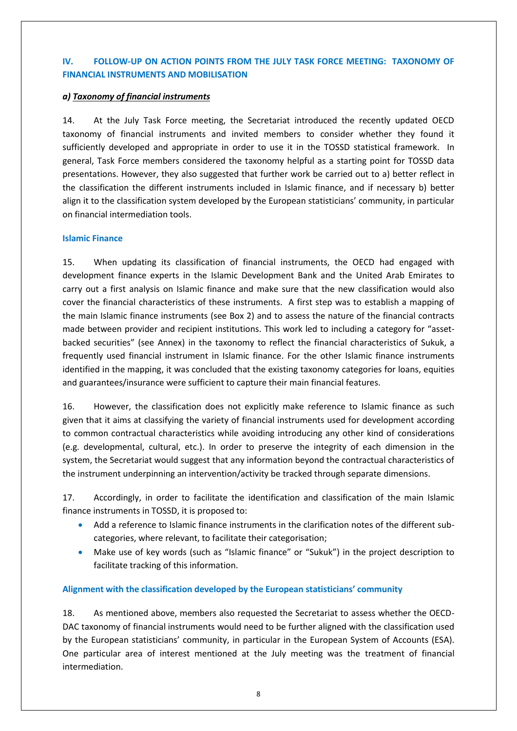## IV. FOLLOW-UP ON ACTION POINTS FROM THE JULY TASK FORCE MEETING: TAXONOMY OF FINANCIAL INSTRUMENTS AND MOBILISATION

### a) *Taxonomy of financial instruments*

14. At the July Task Force meeting, the Secretariat introduced the recently updated OECD taxonomy of financial instruments and invited members to consider whether they found it sufficiently developed and appropriate in order to use it in the TOSSD statistical framework. In general, Task Force members considered the taxonomy helpful as a starting point for TOSSD data presentations. However, they also suggested that further work be carried out to a) better reflect in the classification the different instruments included in Islamic finance, and if necessary b) better align it to the classification system developed by the European statisticians' community, in particular on financial intermediation tools.

#### Islamic Finance

15. When updating its classification of financial instruments, the OECD had engaged with development finance experts in the Islamic Development Bank and the United Arab Emirates to carry out a first analysis on Islamic finance and make sure that the new classification would also cover the financial characteristics of these instruments. A first step was to establish a mapping of the main Islamic finance instruments (see Box 2) and to assess the nature of the financial contracts made between provider and recipient institutions. This work led to including a category for "asset-backed securities" (see Annex) in the taxonomy to reflect the financial characteristics of Sukuk, a frequently used financial instrument in Islamic finance. For the other Islamic finance instruments identified in the mapping, it was concluded that the existing taxonomy categories for loans, equities and guarantees/insurance were sufficient to capture their main financial features.

16. However, the classification does not explicitly make reference to Islamic finance as such given that it aims at classifying the variety of financial instruments used for development according to common contractual characteristics while avoiding introducing any other kind of considerations (e.g. developmental, cultural, etc.). In order to preserve the integrity of each dimension in the system, the Secretariat would suggest that any information beyond the contractual characteristics of the instrument underpinning an intervention/activity be tracked through separate dimensions.

17. Accordingly, in order to facilitate the identification and classification of the main Islamic finance instruments in TOSSD, it is proposed to:

- Add a reference to Islamic finance instruments in the clarification notes of the different sub-categories, where relevant, to facilitate their categorisation;
- Make use of key words (such as "Islamic finance" or "Sukuk") in the project description to facilitate tracking of this information.

#### Alignment with the classification developed by the European statisticians' community

18. As mentioned above, members also requested the Secretariat to assess whether the OECD-DAC taxonomy of financial instruments would need to be further aligned with the classification used by the European statisticians' community, in particular in the European System of Accounts (ESA). One particular area of interest mentioned at the July meeting was the treatment of financial intermediation.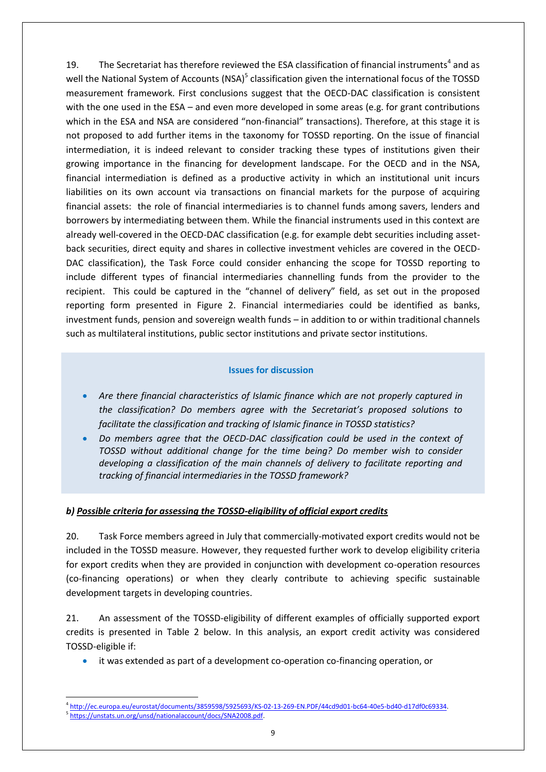19. The Secretariat has therefore reviewed the ESA classification of financial instruments[4] and as well the National System of Accounts (NSA)[5] classification given the international focus of the TOSSD measurement framework. First conclusions suggest that the OECD-DAC classification is consistent with the one used in the ESA – and even more developed in some areas (e.g. for grant contributions which in the ESA and NSA are considered "non-financial" transactions). Therefore, at this stage it is not proposed to add further items in the taxonomy for TOSSD reporting. On the issue of financial intermediation, it is indeed relevant to consider tracking these types of institutions given their growing importance in the financing for development landscape. For the OECD and in the NSA, financial intermediation is defined as a productive activity in which an institutional unit incurs liabilities on its own account via transactions on financial markets for the purpose of acquiring financial assets: the role of financial intermediaries is to channel funds among savers, lenders and borrowers by intermediating between them. While the financial instruments used in this context are already well-covered in the OECD-DAC classification (e.g. for example debt securities including asset-back securities, direct equity and shares in collective investment vehicles are covered in the OECD-DAC classification), the Task Force could consider enhancing the scope for TOSSD reporting to include different types of financial intermediaries channelling funds from the provider to the recipient. This could be captured in the "channel of delivery" field, as set out in the proposed reporting form presented in Figure 2. Financial intermediaries could be identified as banks, investment funds, pension and sovereign wealth funds – in addition to or within traditional channels such as multilateral institutions, public sector institutions and private sector institutions.

**Issues for discussion**

- *Are there financial characteristics of Islamic finance which are not properly captured in the classification? Do members agree with the Secretariat's proposed solutions to facilitate the classification and tracking of Islamic finance in TOSSD statistics?*
- *Do members agree that the OECD-DAC classification could be used in the context of TOSSD without additional change for the time being? Do member wish to consider developing a classification of the main channels of delivery to facilitate reporting and tracking of financial intermediaries in the TOSSD framework?*

### *b) Possible criteria for assessing the TOSSD-eligibility of official export credits*

20. Task Force members agreed in July that commercially-motivated export credits would not be included in the TOSSD measure. However, they requested further work to develop eligibility criteria for export credits when they are provided in conjunction with development co-operation resources (co-financing operations) or when they clearly contribute to achieving specific sustainable development targets in developing countries.

21. An assessment of the TOSSD-eligibility of different examples of officially supported export credits is presented in Table 2 below. In this analysis, an export credit activity was considered TOSSD-eligible if:

- it was extended as part of a development co-operation co-financing operation, or

---

[4] http://ec.europa.eu/eurostat/documents/3859598/5925693/KS-02-13-269-EN.PDF/44cd9d01-bc64-40e5-bd40-d17df0c69334.

[5] https://unstats.un.org/unsd/nationalaccount/docs/SNA2008.pdf.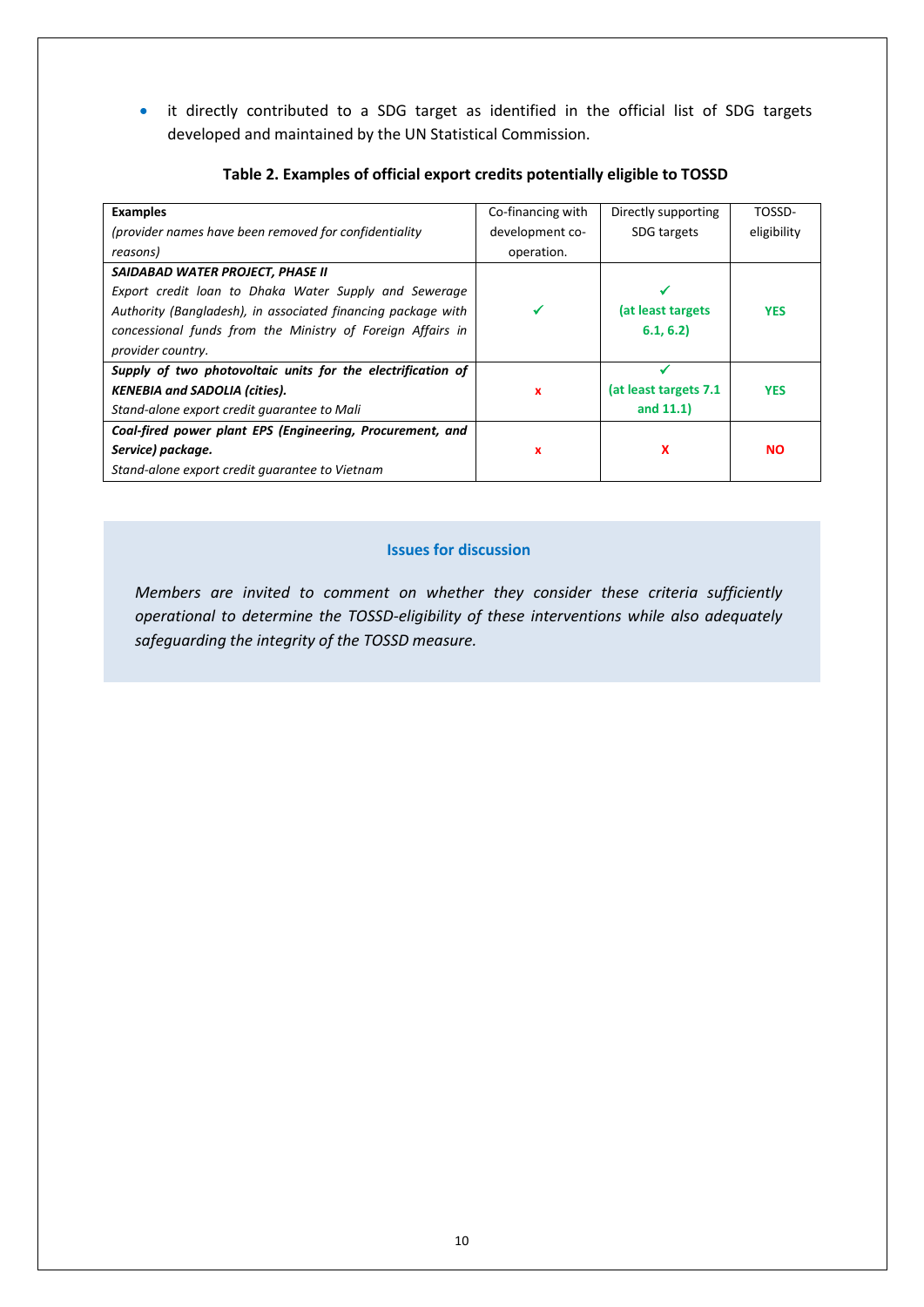- it directly contributed to a SDG target as identified in the official list of SDG targets developed and maintained by the UN Statistical Commission.

**Table 2. Examples of official export credits potentially eligible to TOSSD**

| **Examples** *(provider names have been removed for confidentiality reasons)* | Co-financing with development co-operation. | Directly supporting SDG targets | TOSSD-eligibility |
|---|---|---|---|
| ***SAIDABAD WATER PROJECT, PHASE II*** *Export credit loan to Dhaka Water Supply and Sewerage Authority (Bangladesh), in associated financing package with concessional funds from the Ministry of Foreign Affairs in provider country.* | ✓ | ✓ **(at least targets 6.1, 6.2)** | **YES** |
| ***Supply of two photovoltaic units for the electrification of KENEBIA and SADOLIA (cities).*** *Stand-alone export credit guarantee to Mali* | x | ✓ **(at least targets 7.1 and 11.1)** | **YES** |
| ***Coal-fired power plant EPS (Engineering, Procurement, and Service) package.*** *Stand-alone export credit guarantee to Vietnam* | x | **X** | **NO** |

**Issues for discussion**

*Members are invited to comment on whether they consider these criteria sufficiently operational to determine the TOSSD-eligibility of these interventions while also adequately safeguarding the integrity of the TOSSD measure.*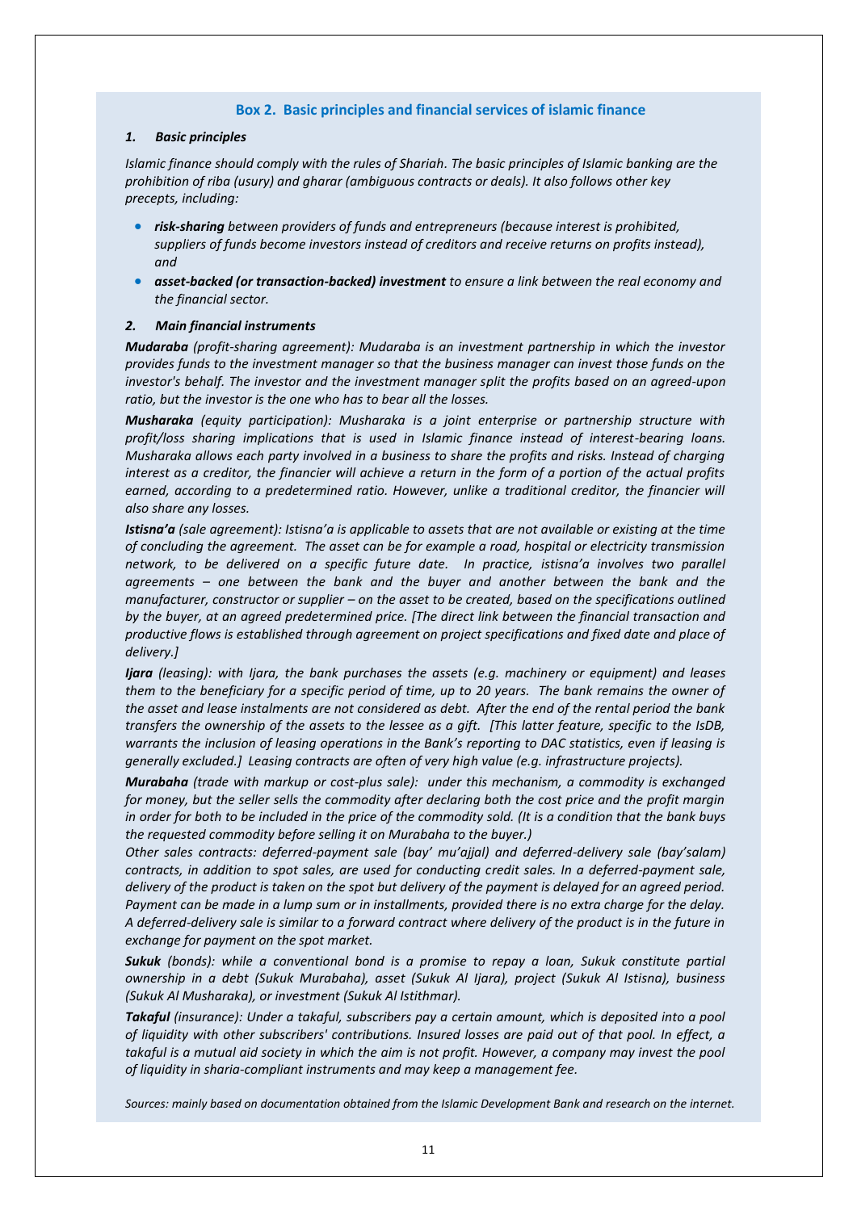### Box 2. Basic principles and financial services of islamic finance

#### *1. Basic principles*

*Islamic finance should comply with the rules of Shariah. The basic principles of Islamic banking are the prohibition of riba (usury) and gharar (ambiguous contracts or deals). It also follows other key precepts, including:*

- ***risk-sharing*** *between providers of funds and entrepreneurs (because interest is prohibited, suppliers of funds become investors instead of creditors and receive returns on profits instead), and*
- ***asset-backed (or transaction-backed) investment*** *to ensure a link between the real economy and the financial sector.*

#### *2. Main financial instruments*

***Mudaraba*** *(profit-sharing agreement): Mudaraba is an investment partnership in which the investor provides funds to the investment manager so that the business manager can invest those funds on the investor's behalf. The investor and the investment manager split the profits based on an agreed-upon ratio, but the investor is the one who has to bear all the losses.*

***Musharaka*** *(equity participation): Musharaka is a joint enterprise or partnership structure with profit/loss sharing implications that is used in Islamic finance instead of interest-bearing loans. Musharaka allows each party involved in a business to share the profits and risks. Instead of charging interest as a creditor, the financier will achieve a return in the form of a portion of the actual profits earned, according to a predetermined ratio. However, unlike a traditional creditor, the financier will also share any losses.*

***Istisna'a*** *(sale agreement): Istisna'a is applicable to assets that are not available or existing at the time of concluding the agreement. The asset can be for example a road, hospital or electricity transmission network, to be delivered on a specific future date. In practice, istisna'a involves two parallel agreements – one between the bank and the buyer and another between the bank and the manufacturer, constructor or supplier – on the asset to be created, based on the specifications outlined by the buyer, at an agreed predetermined price. [The direct link between the financial transaction and productive flows is established through agreement on project specifications and fixed date and place of delivery.]*

***Ijara*** *(leasing): with Ijara, the bank purchases the assets (e.g. machinery or equipment) and leases them to the beneficiary for a specific period of time, up to 20 years. The bank remains the owner of the asset and lease instalments are not considered as debt. After the end of the rental period the bank transfers the ownership of the assets to the lessee as a gift. [This latter feature, specific to the IsDB, warrants the inclusion of leasing operations in the Bank's reporting to DAC statistics, even if leasing is generally excluded.] Leasing contracts are often of very high value (e.g. infrastructure projects).*

***Murabaha*** *(trade with markup or cost-plus sale): under this mechanism, a commodity is exchanged for money, but the seller sells the commodity after declaring both the cost price and the profit margin in order for both to be included in the price of the commodity sold. (It is a condition that the bank buys the requested commodity before selling it on Murabaha to the buyer.)*

*Other sales contracts: deferred-payment sale (bay' mu'ajjal) and deferred-delivery sale (bay'salam) contracts, in addition to spot sales, are used for conducting credit sales. In a deferred-payment sale, delivery of the product is taken on the spot but delivery of the payment is delayed for an agreed period. Payment can be made in a lump sum or in installments, provided there is no extra charge for the delay. A deferred-delivery sale is similar to a forward contract where delivery of the product is in the future in exchange for payment on the spot market.*

***Sukuk*** *(bonds): while a conventional bond is a promise to repay a loan, Sukuk constitute partial ownership in a debt (Sukuk Murabaha), asset (Sukuk Al Ijara), project (Sukuk Al Istisna), business (Sukuk Al Musharaka), or investment (Sukuk Al Istithmar).*

***Takaful*** *(insurance): Under a takaful, subscribers pay a certain amount, which is deposited into a pool of liquidity with other subscribers' contributions. Insured losses are paid out of that pool. In effect, a takaful is a mutual aid society in which the aim is not profit. However, a company may invest the pool of liquidity in sharia-compliant instruments and may keep a management fee.*

*Sources: mainly based on documentation obtained from the Islamic Development Bank and research on the internet.*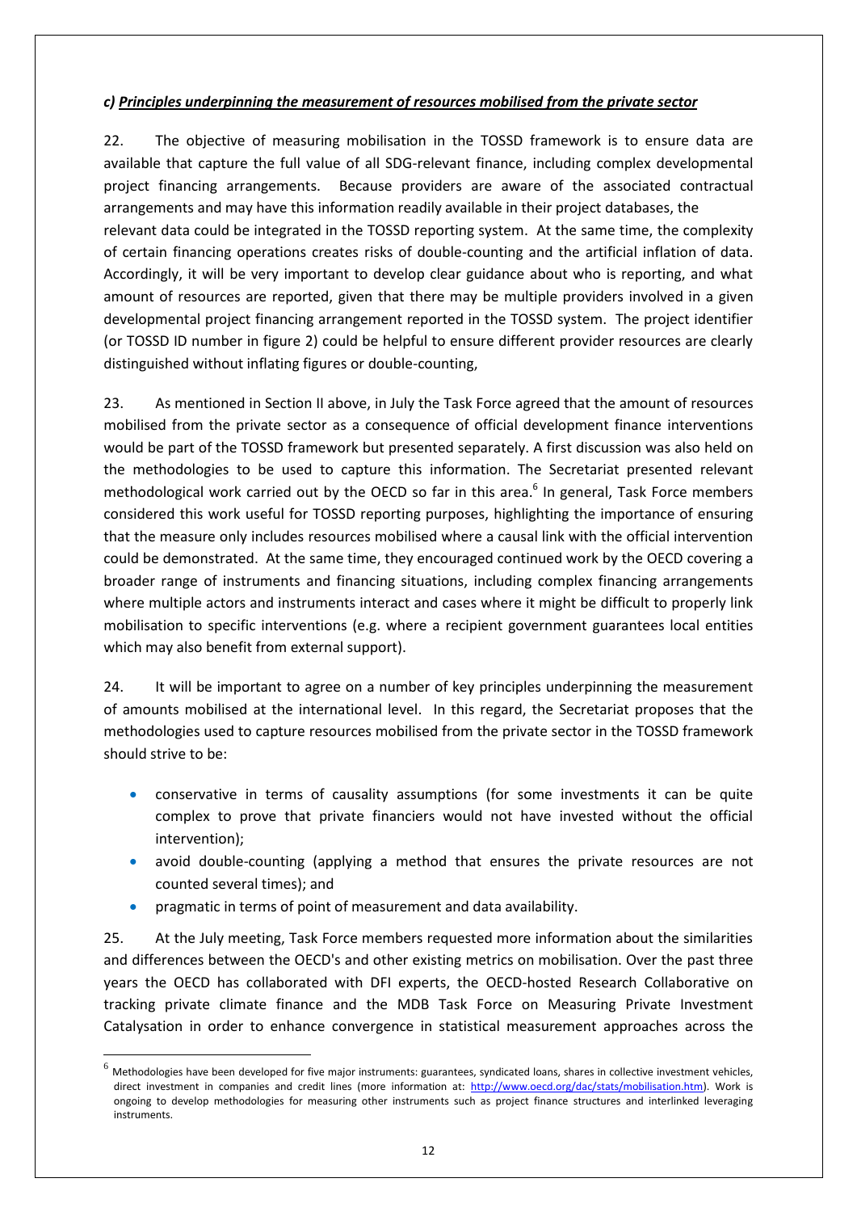### *c) Principles underpinning the measurement of resources mobilised from the private sector*

22. The objective of measuring mobilisation in the TOSSD framework is to ensure data are available that capture the full value of all SDG-relevant finance, including complex developmental project financing arrangements. Because providers are aware of the associated contractual arrangements and may have this information readily available in their project databases, the relevant data could be integrated in the TOSSD reporting system. At the same time, the complexity of certain financing operations creates risks of double-counting and the artificial inflation of data. Accordingly, it will be very important to develop clear guidance about who is reporting, and what amount of resources are reported, given that there may be multiple providers involved in a given developmental project financing arrangement reported in the TOSSD system. The project identifier (or TOSSD ID number in figure 2) could be helpful to ensure different provider resources are clearly distinguished without inflating figures or double-counting,

23. As mentioned in Section II above, in July the Task Force agreed that the amount of resources mobilised from the private sector as a consequence of official development finance interventions would be part of the TOSSD framework but presented separately. A first discussion was also held on the methodologies to be used to capture this information. The Secretariat presented relevant methodological work carried out by the OECD so far in this area.[6] In general, Task Force members considered this work useful for TOSSD reporting purposes, highlighting the importance of ensuring that the measure only includes resources mobilised where a causal link with the official intervention could be demonstrated. At the same time, they encouraged continued work by the OECD covering a broader range of instruments and financing situations, including complex financing arrangements where multiple actors and instruments interact and cases where it might be difficult to properly link mobilisation to specific interventions (e.g. where a recipient government guarantees local entities which may also benefit from external support).

24. It will be important to agree on a number of key principles underpinning the measurement of amounts mobilised at the international level. In this regard, the Secretariat proposes that the methodologies used to capture resources mobilised from the private sector in the TOSSD framework should strive to be:

- conservative in terms of causality assumptions (for some investments it can be quite complex to prove that private financiers would not have invested without the official intervention);
- avoid double-counting (applying a method that ensures the private resources are not counted several times); and
- pragmatic in terms of point of measurement and data availability.

25. At the July meeting, Task Force members requested more information about the similarities and differences between the OECD's and other existing metrics on mobilisation. Over the past three years the OECD has collaborated with DFI experts, the OECD-hosted Research Collaborative on tracking private climate finance and the MDB Task Force on Measuring Private Investment Catalysation in order to enhance convergence in statistical measurement approaches across the

[6] Methodologies have been developed for five major instruments: guarantees, syndicated loans, shares in collective investment vehicles, direct investment in companies and credit lines (more information at: http://www.oecd.org/dac/stats/mobilisation.htm). Work is ongoing to develop methodologies for measuring other instruments such as project finance structures and interlinked leveraging instruments.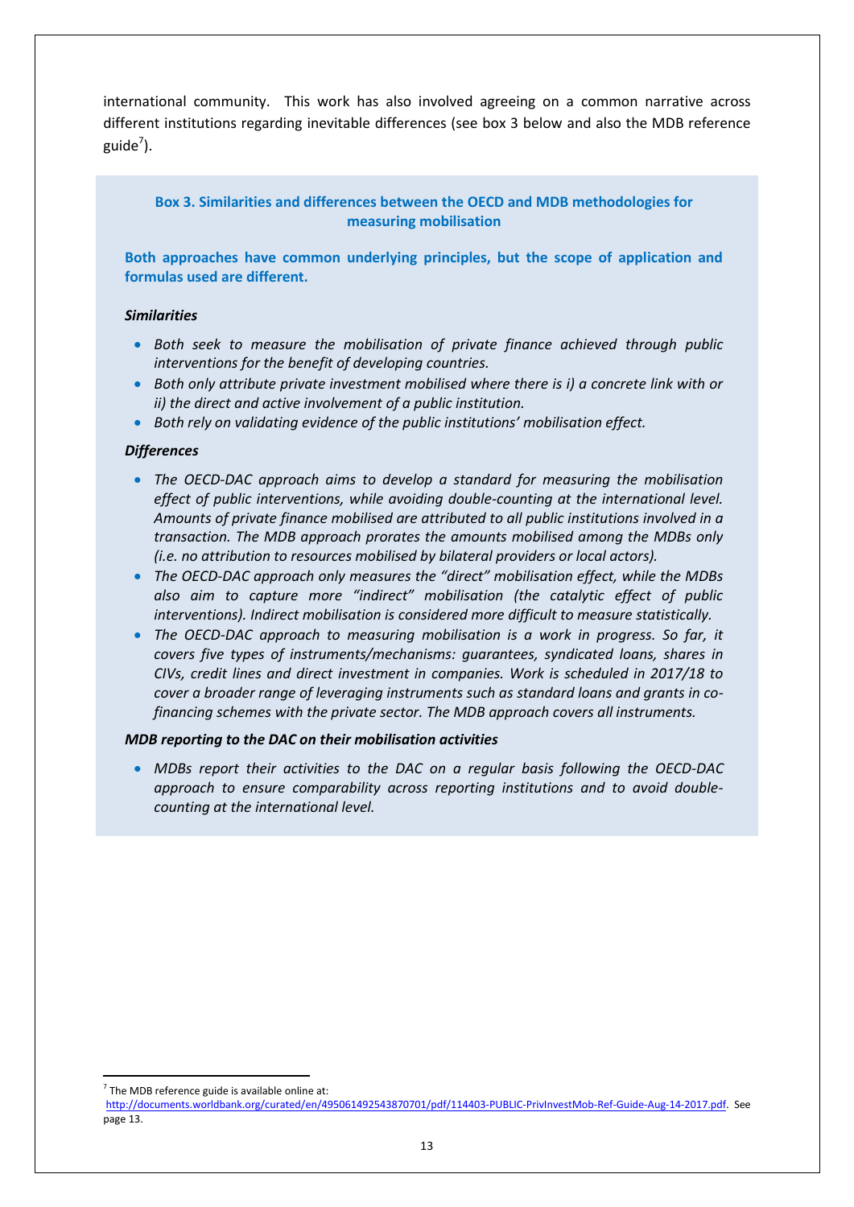international community. This work has also involved agreeing on a common narrative across different institutions regarding inevitable differences (see box 3 below and also the MDB reference guide[7]).

**Box 3. Similarities and differences between the OECD and MDB methodologies for measuring mobilisation**

**Both approaches have common underlying principles, but the scope of application and formulas used are different.**

***Similarities***

- *Both seek to measure the mobilisation of private finance achieved through public interventions for the benefit of developing countries.*
- *Both only attribute private investment mobilised where there is i) a concrete link with or ii) the direct and active involvement of a public institution.*
- *Both rely on validating evidence of the public institutions' mobilisation effect.*

***Differences***

- *The OECD-DAC approach aims to develop a standard for measuring the mobilisation effect of public interventions, while avoiding double-counting at the international level. Amounts of private finance mobilised are attributed to all public institutions involved in a transaction. The MDB approach prorates the amounts mobilised among the MDBs only (i.e. no attribution to resources mobilised by bilateral providers or local actors).*
- *The OECD-DAC approach only measures the "direct" mobilisation effect, while the MDBs also aim to capture more "indirect" mobilisation (the catalytic effect of public interventions). Indirect mobilisation is considered more difficult to measure statistically.*
- *The OECD-DAC approach to measuring mobilisation is a work in progress. So far, it covers five types of instruments/mechanisms: guarantees, syndicated loans, shares in CIVs, credit lines and direct investment in companies. Work is scheduled in 2017/18 to cover a broader range of leveraging instruments such as standard loans and grants in co-financing schemes with the private sector. The MDB approach covers all instruments.*

***MDB reporting to the DAC on their mobilisation activities***

- *MDBs report their activities to the DAC on a regular basis following the OECD-DAC approach to ensure comparability across reporting institutions and to avoid double-counting at the international level.*

---

[7] The MDB reference guide is available online at: http://documents.worldbank.org/curated/en/495061492543870701/pdf/114403-PUBLIC-PrivInvestMob-Ref-Guide-Aug-14-2017.pdf. See page 13.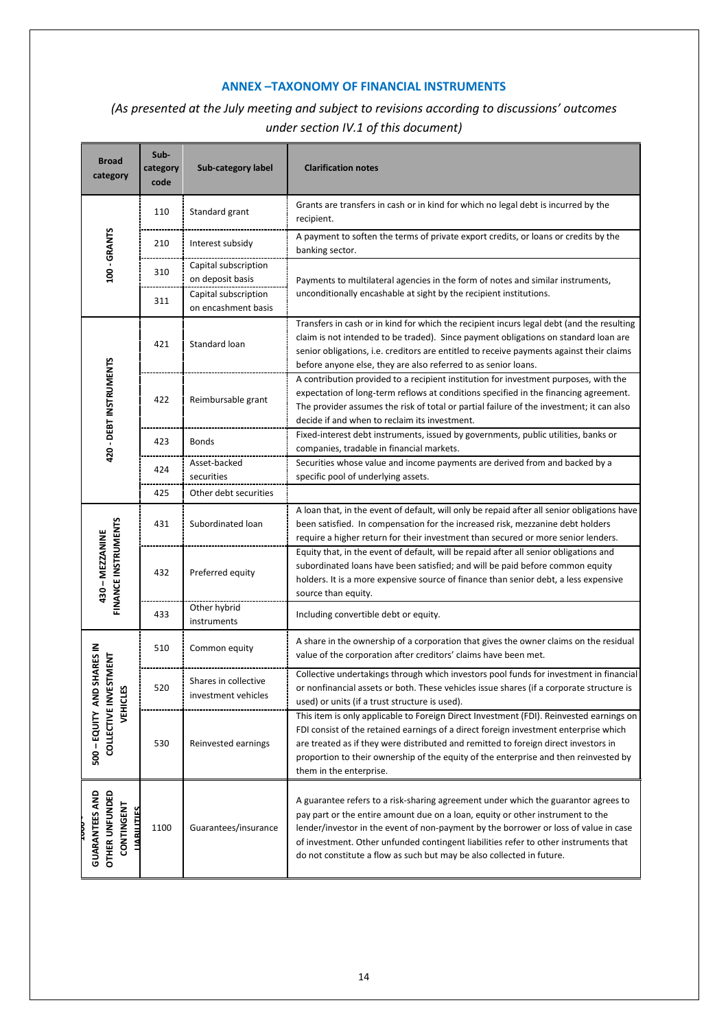## ANNEX –TAXONOMY OF FINANCIAL INSTRUMENTS

*(As presented at the July meeting and subject to revisions according to discussions' outcomes under section IV.1 of this document)*

| Broad category | Sub-category code | Sub-category label | Clarification notes |
|---|---|---|---|
| 100 - GRANTS | 110 | Standard grant | Grants are transfers in cash or in kind for which no legal debt is incurred by the recipient. |
| | 210 | Interest subsidy | A payment to soften the terms of private export credits, or loans or credits by the banking sector. |
| | 310 | Capital subscription on deposit basis | Payments to multilateral agencies in the form of notes and similar instruments, unconditionally encashable at sight by the recipient institutions. |
| | 311 | Capital subscription on encashment basis | |
| 420 - DEBT INSTRUMENTS | 421 | Standard loan | Transfers in cash or in kind for which the recipient incurs legal debt (and the resulting claim is not intended to be traded). Since payment obligations on standard loan are senior obligations, i.e. creditors are entitled to receive payments against their claims before anyone else, they are also referred to as senior loans. |
| | 422 | Reimbursable grant | A contribution provided to a recipient institution for investment purposes, with the expectation of long-term reflows at conditions specified in the financing agreement. The provider assumes the risk of total or partial failure of the investment; it can also decide if and when to reclaim its investment. |
| | 423 | Bonds | Fixed-interest debt instruments, issued by governments, public utilities, banks or companies, tradable in financial markets. |
| | 424 | Asset-backed securities | Securities whose value and income payments are derived from and backed by a specific pool of underlying assets. |
| | 425 | Other debt securities | |
| 430 – MEZZANINE FINANCE INSTRUMENTS | 431 | Subordinated loan | A loan that, in the event of default, will only be repaid after all senior obligations have been satisfied. In compensation for the increased risk, mezzanine debt holders require a higher return for their investment than secured or more senior lenders. |
| | 432 | Preferred equity | Equity that, in the event of default, will be repaid after all senior obligations and subordinated loans have been satisfied; and will be paid before common equity holders. It is a more expensive source of finance than senior debt, a less expensive source than equity. |
| | 433 | Other hybrid instruments | Including convertible debt or equity. |
| 500 – EQUITY AND SHARES IN COLLECTIVE INVESTMENT VEHICLES | 510 | Common equity | A share in the ownership of a corporation that gives the owner claims on the residual value of the corporation after creditors' claims have been met. |
| | 520 | Shares in collective investment vehicles | Collective undertakings through which investors pool funds for investment in financial or nonfinancial assets or both. These vehicles issue shares (if a corporate structure is used) or units (if a trust structure is used). |
| | 530 | Reinvested earnings | This item is only applicable to Foreign Direct Investment (FDI). Reinvested earnings on FDI consist of the retained earnings of a direct foreign investment enterprise which are treated as if they were distributed and remitted to foreign direct investors in proportion to their ownership of the equity of the enterprise and then reinvested by them in the enterprise. |
| 1000 - GUARANTEES AND OTHER UNFUNDED CONTINGENT LIABILITIES | 1100 | Guarantees/insurance | A guarantee refers to a risk-sharing agreement under which the guarantor agrees to pay part or the entire amount due on a loan, equity or other instrument to the lender/investor in the event of non-payment by the borrower or loss of value in case of investment. Other unfunded contingent liabilities refer to other instruments that do not constitute a flow as such but may be also collected in future. |